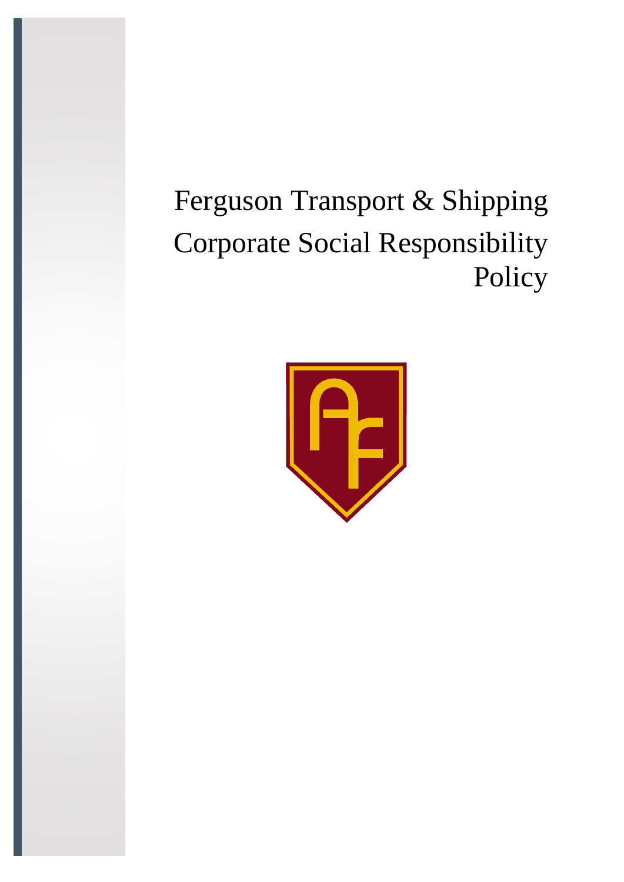# Ferguson Transport & Shipping Corporate Social Responsibility Policy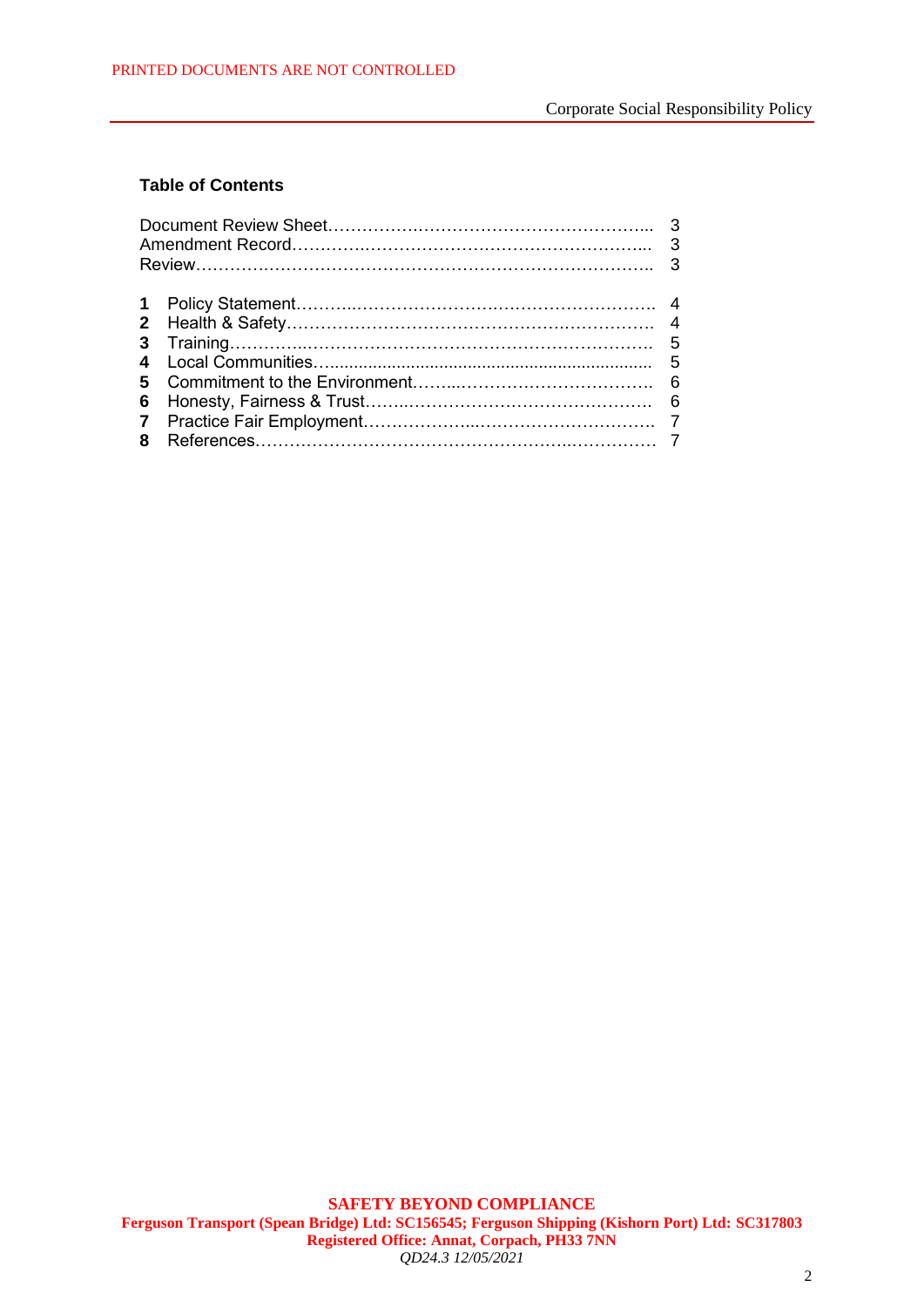## Table of Contents

| | | |
|---|---|---|
| Document Review Sheet | | 3 |
| Amendment Record | | 3 |
| Review | | 3 |
| **1** | Policy Statement | 4 |
| **2** | Health & Safety | 4 |
| **3** | Training | 5 |
| **4** | Local Communities | 5 |
| **5** | Commitment to the Environment | 6 |
| **6** | Honesty, Fairness & Trust | 6 |
| **7** | Practice Fair Employment | 7 |
| **8** | References | 7 |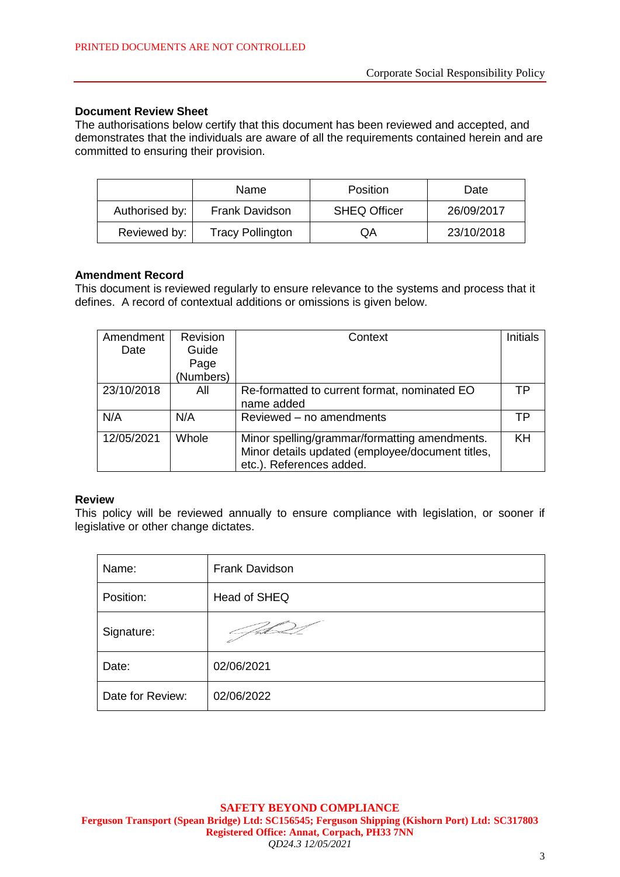## Document Review Sheet

The authorisations below certify that this document has been reviewed and accepted, and demonstrates that the individuals are aware of all the requirements contained herein and are committed to ensuring their provision.

| | Name | Position | Date |
|---|---|---|---|
| Authorised by: | Frank Davidson | SHEQ Officer | 26/09/2017 |
| Reviewed by: | Tracy Pollington | QA | 23/10/2018 |

## Amendment Record

This document is reviewed regularly to ensure relevance to the systems and process that it defines. A record of contextual additions or omissions is given below.

| Amendment Date | Revision Guide Page (Numbers) | Context | Initials |
|---|---|---|---|
| 23/10/2018 | All | Re-formatted to current format, nominated EO name added | TP |
| N/A | N/A | Reviewed – no amendments | TP |
| 12/05/2021 | Whole | Minor spelling/grammar/formatting amendments. Minor details updated (employee/document titles, etc.). References added. | KH |

## Review

This policy will be reviewed annually to ensure compliance with legislation, or sooner if legislative or other change dictates.

| | |
|---|---|
| Name: | Frank Davidson |
| Position: | Head of SHEQ |
| Signature: | |
| Date: | 02/06/2021 |
| Date for Review: | 02/06/2022 |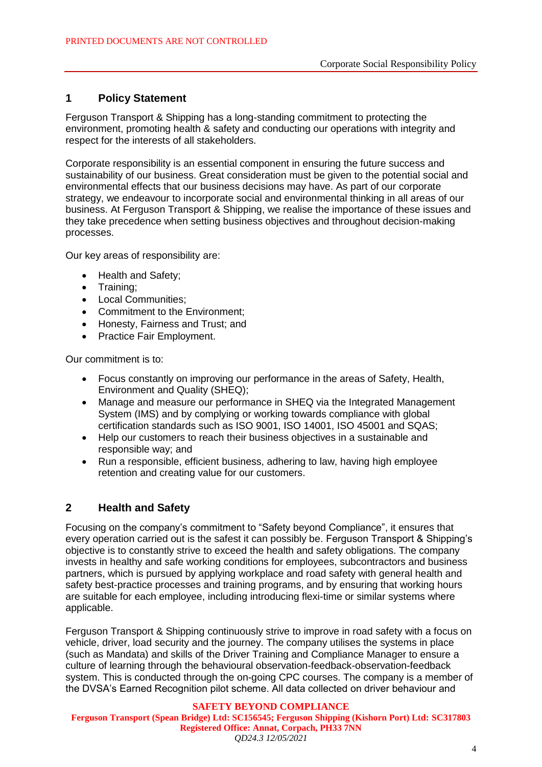## 1 Policy Statement

Ferguson Transport & Shipping has a long-standing commitment to protecting the environment, promoting health & safety and conducting our operations with integrity and respect for the interests of all stakeholders.

Corporate responsibility is an essential component in ensuring the future success and sustainability of our business. Great consideration must be given to the potential social and environmental effects that our business decisions may have. As part of our corporate strategy, we endeavour to incorporate social and environmental thinking in all areas of our business. At Ferguson Transport & Shipping, we realise the importance of these issues and they take precedence when setting business objectives and throughout decision-making processes.

Our key areas of responsibility are:

- Health and Safety;
- Training;
- Local Communities;
- Commitment to the Environment;
- Honesty, Fairness and Trust; and
- Practice Fair Employment.

Our commitment is to:

- Focus constantly on improving our performance in the areas of Safety, Health, Environment and Quality (SHEQ);
- Manage and measure our performance in SHEQ via the Integrated Management System (IMS) and by complying or working towards compliance with global certification standards such as ISO 9001, ISO 14001, ISO 45001 and SQAS;
- Help our customers to reach their business objectives in a sustainable and responsible way; and
- Run a responsible, efficient business, adhering to law, having high employee retention and creating value for our customers.

## 2 Health and Safety

Focusing on the company's commitment to "Safety beyond Compliance", it ensures that every operation carried out is the safest it can possibly be. Ferguson Transport & Shipping's objective is to constantly strive to exceed the health and safety obligations. The company invests in healthy and safe working conditions for employees, subcontractors and business partners, which is pursued by applying workplace and road safety with general health and safety best-practice processes and training programs, and by ensuring that working hours are suitable for each employee, including introducing flexi-time or similar systems where applicable.

Ferguson Transport & Shipping continuously strive to improve in road safety with a focus on vehicle, driver, load security and the journey. The company utilises the systems in place (such as Mandata) and skills of the Driver Training and Compliance Manager to ensure a culture of learning through the behavioural observation-feedback-observation-feedback system. This is conducted through the on-going CPC courses. The company is a member of the DVSA's Earned Recognition pilot scheme. All data collected on driver behaviour and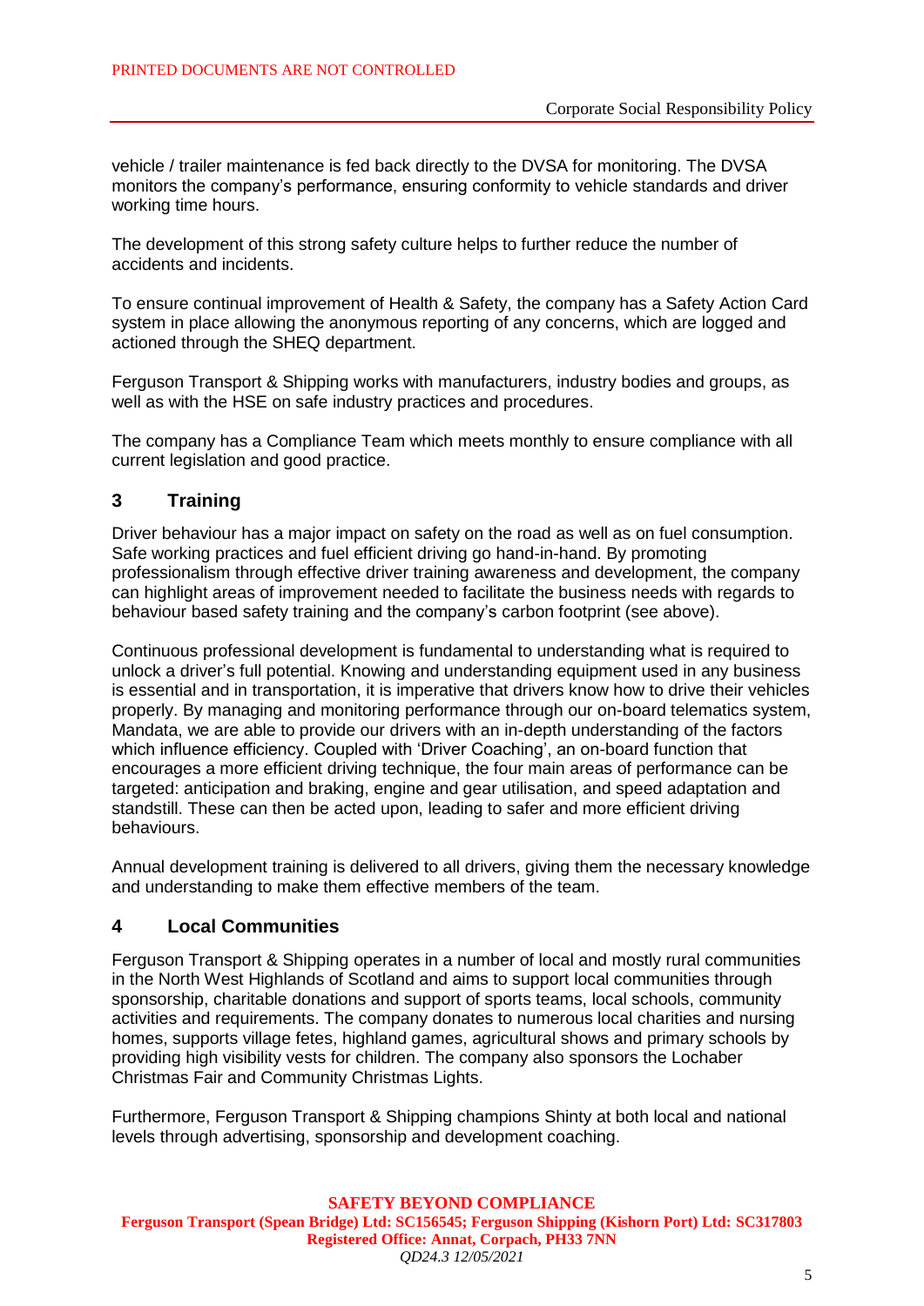vehicle / trailer maintenance is fed back directly to the DVSA for monitoring. The DVSA monitors the company's performance, ensuring conformity to vehicle standards and driver working time hours.

The development of this strong safety culture helps to further reduce the number of accidents and incidents.

To ensure continual improvement of Health & Safety, the company has a Safety Action Card system in place allowing the anonymous reporting of any concerns, which are logged and actioned through the SHEQ department.

Ferguson Transport & Shipping works with manufacturers, industry bodies and groups, as well as with the HSE on safe industry practices and procedures.

The company has a Compliance Team which meets monthly to ensure compliance with all current legislation and good practice.

## 3 Training

Driver behaviour has a major impact on safety on the road as well as on fuel consumption. Safe working practices and fuel efficient driving go hand-in-hand. By promoting professionalism through effective driver training awareness and development, the company can highlight areas of improvement needed to facilitate the business needs with regards to behaviour based safety training and the company's carbon footprint (see above).

Continuous professional development is fundamental to understanding what is required to unlock a driver's full potential. Knowing and understanding equipment used in any business is essential and in transportation, it is imperative that drivers know how to drive their vehicles properly. By managing and monitoring performance through our on-board telematics system, Mandata, we are able to provide our drivers with an in-depth understanding of the factors which influence efficiency. Coupled with 'Driver Coaching', an on-board function that encourages a more efficient driving technique, the four main areas of performance can be targeted: anticipation and braking, engine and gear utilisation, and speed adaptation and standstill. These can then be acted upon, leading to safer and more efficient driving behaviours.

Annual development training is delivered to all drivers, giving them the necessary knowledge and understanding to make them effective members of the team.

## 4 Local Communities

Ferguson Transport & Shipping operates in a number of local and mostly rural communities in the North West Highlands of Scotland and aims to support local communities through sponsorship, charitable donations and support of sports teams, local schools, community activities and requirements. The company donates to numerous local charities and nursing homes, supports village fetes, highland games, agricultural shows and primary schools by providing high visibility vests for children. The company also sponsors the Lochaber Christmas Fair and Community Christmas Lights.

Furthermore, Ferguson Transport & Shipping champions Shinty at both local and national levels through advertising, sponsorship and development coaching.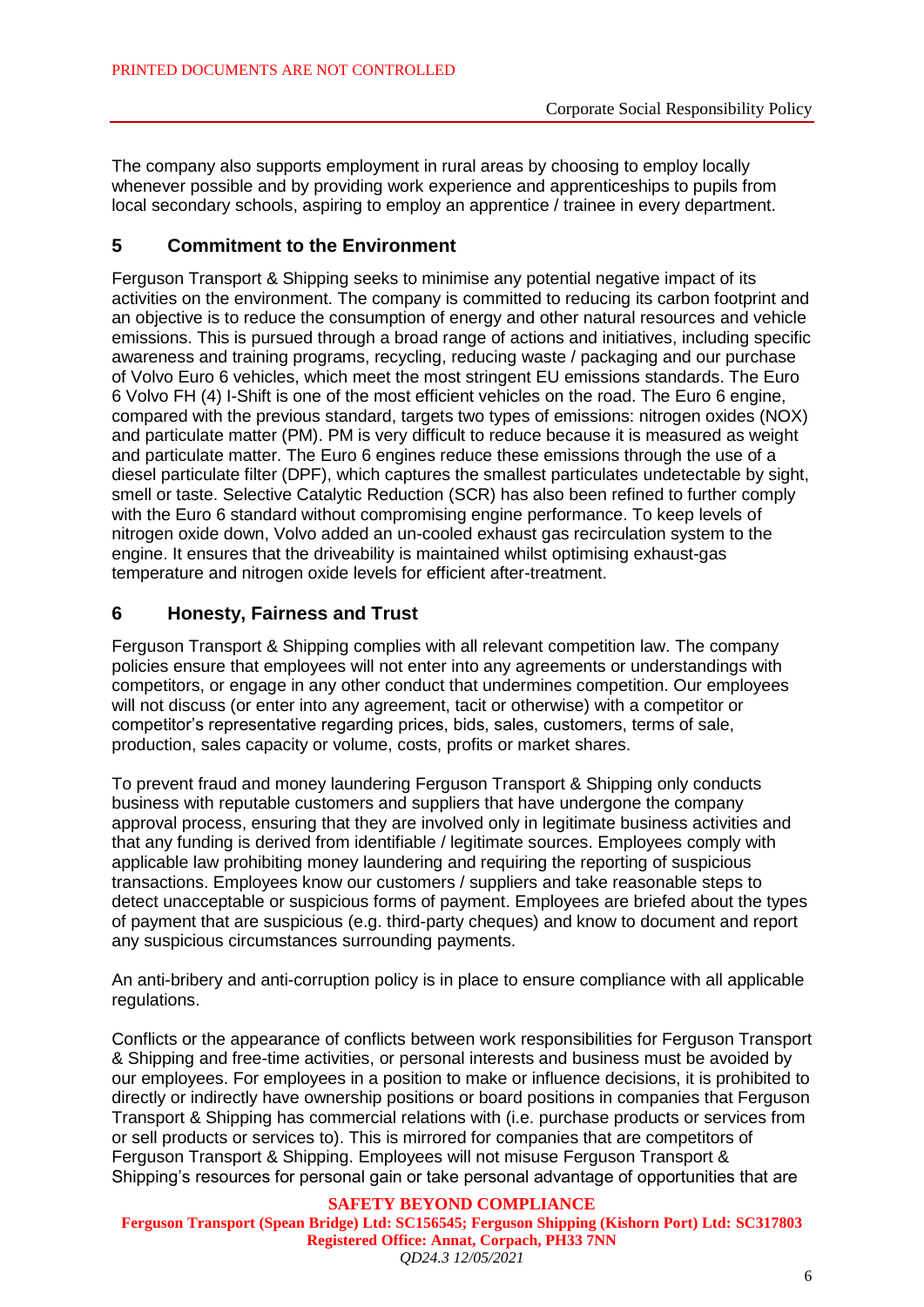The company also supports employment in rural areas by choosing to employ locally whenever possible and by providing work experience and apprenticeships to pupils from local secondary schools, aspiring to employ an apprentice / trainee in every department.

## 5 Commitment to the Environment

Ferguson Transport & Shipping seeks to minimise any potential negative impact of its activities on the environment. The company is committed to reducing its carbon footprint and an objective is to reduce the consumption of energy and other natural resources and vehicle emissions. This is pursued through a broad range of actions and initiatives, including specific awareness and training programs, recycling, reducing waste / packaging and our purchase of Volvo Euro 6 vehicles, which meet the most stringent EU emissions standards. The Euro 6 Volvo FH (4) I-Shift is one of the most efficient vehicles on the road. The Euro 6 engine, compared with the previous standard, targets two types of emissions: nitrogen oxides (NOX) and particulate matter (PM). PM is very difficult to reduce because it is measured as weight and particulate matter. The Euro 6 engines reduce these emissions through the use of a diesel particulate filter (DPF), which captures the smallest particulates undetectable by sight, smell or taste. Selective Catalytic Reduction (SCR) has also been refined to further comply with the Euro 6 standard without compromising engine performance. To keep levels of nitrogen oxide down, Volvo added an un-cooled exhaust gas recirculation system to the engine. It ensures that the driveability is maintained whilst optimising exhaust-gas temperature and nitrogen oxide levels for efficient after-treatment.

## 6 Honesty, Fairness and Trust

Ferguson Transport & Shipping complies with all relevant competition law. The company policies ensure that employees will not enter into any agreements or understandings with competitors, or engage in any other conduct that undermines competition. Our employees will not discuss (or enter into any agreement, tacit or otherwise) with a competitor or competitor's representative regarding prices, bids, sales, customers, terms of sale, production, sales capacity or volume, costs, profits or market shares.

To prevent fraud and money laundering Ferguson Transport & Shipping only conducts business with reputable customers and suppliers that have undergone the company approval process, ensuring that they are involved only in legitimate business activities and that any funding is derived from identifiable / legitimate sources. Employees comply with applicable law prohibiting money laundering and requiring the reporting of suspicious transactions. Employees know our customers / suppliers and take reasonable steps to detect unacceptable or suspicious forms of payment. Employees are briefed about the types of payment that are suspicious (e.g. third-party cheques) and know to document and report any suspicious circumstances surrounding payments.

An anti-bribery and anti-corruption policy is in place to ensure compliance with all applicable regulations.

Conflicts or the appearance of conflicts between work responsibilities for Ferguson Transport & Shipping and free-time activities, or personal interests and business must be avoided by our employees. For employees in a position to make or influence decisions, it is prohibited to directly or indirectly have ownership positions or board positions in companies that Ferguson Transport & Shipping has commercial relations with (i.e. purchase products or services from or sell products or services to). This is mirrored for companies that are competitors of Ferguson Transport & Shipping. Employees will not misuse Ferguson Transport & Shipping's resources for personal gain or take personal advantage of opportunities that are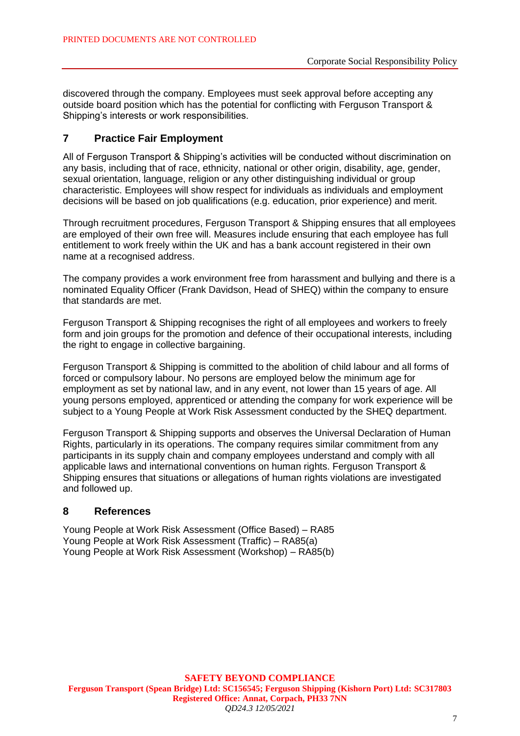discovered through the company. Employees must seek approval before accepting any outside board position which has the potential for conflicting with Ferguson Transport & Shipping's interests or work responsibilities.

## 7 Practice Fair Employment

All of Ferguson Transport & Shipping's activities will be conducted without discrimination on any basis, including that of race, ethnicity, national or other origin, disability, age, gender, sexual orientation, language, religion or any other distinguishing individual or group characteristic. Employees will show respect for individuals as individuals and employment decisions will be based on job qualifications (e.g. education, prior experience) and merit.

Through recruitment procedures, Ferguson Transport & Shipping ensures that all employees are employed of their own free will. Measures include ensuring that each employee has full entitlement to work freely within the UK and has a bank account registered in their own name at a recognised address.

The company provides a work environment free from harassment and bullying and there is a nominated Equality Officer (Frank Davidson, Head of SHEQ) within the company to ensure that standards are met.

Ferguson Transport & Shipping recognises the right of all employees and workers to freely form and join groups for the promotion and defence of their occupational interests, including the right to engage in collective bargaining.

Ferguson Transport & Shipping is committed to the abolition of child labour and all forms of forced or compulsory labour. No persons are employed below the minimum age for employment as set by national law, and in any event, not lower than 15 years of age. All young persons employed, apprenticed or attending the company for work experience will be subject to a Young People at Work Risk Assessment conducted by the SHEQ department.

Ferguson Transport & Shipping supports and observes the Universal Declaration of Human Rights, particularly in its operations. The company requires similar commitment from any participants in its supply chain and company employees understand and comply with all applicable laws and international conventions on human rights. Ferguson Transport & Shipping ensures that situations or allegations of human rights violations are investigated and followed up.

## 8 References

Young People at Work Risk Assessment (Office Based) – RA85
Young People at Work Risk Assessment (Traffic) – RA85(a)
Young People at Work Risk Assessment (Workshop) – RA85(b)